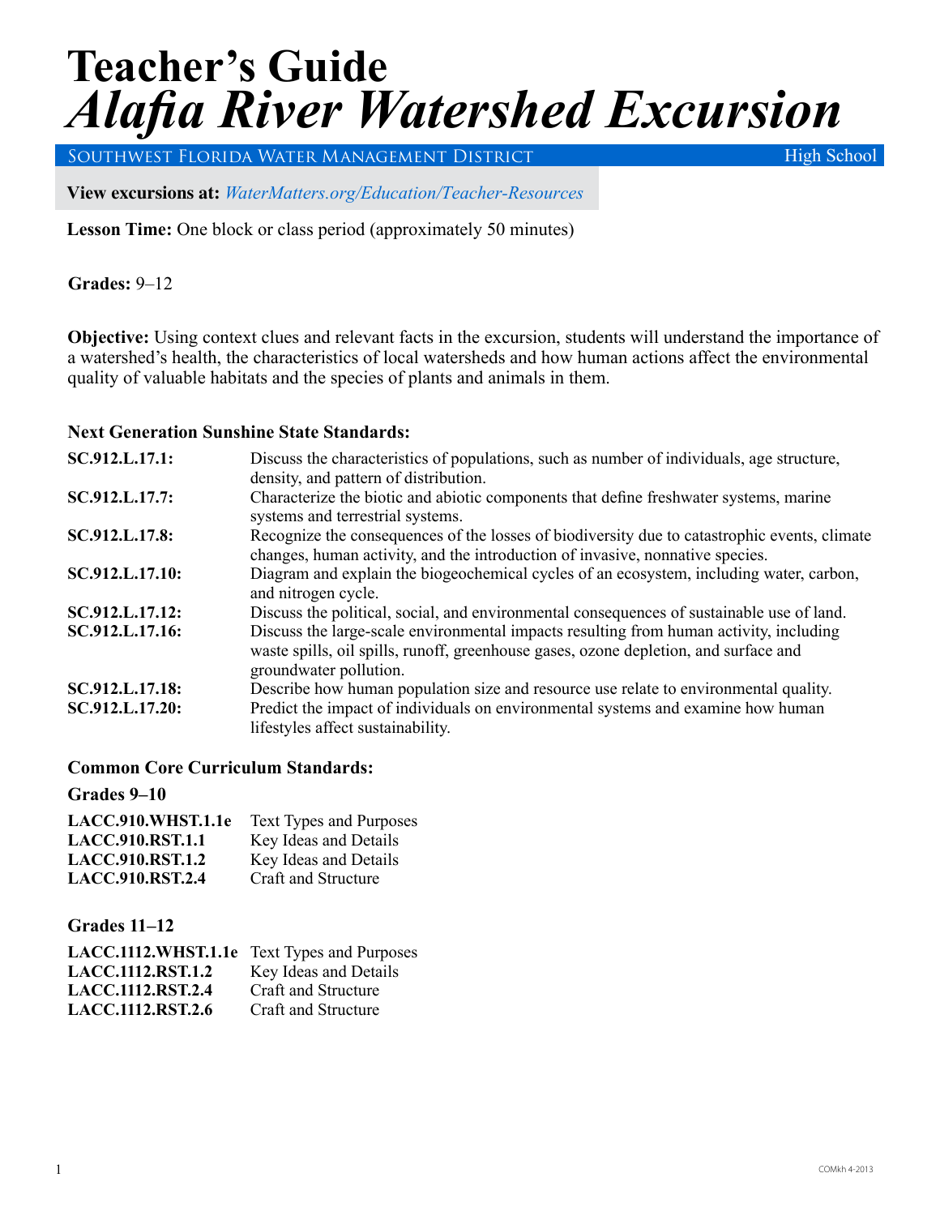# Teacher's Guide
# *Alafia River Watershed Excursion*

Southwest Florida Water Management District — High School

**View excursions at:** *WaterMatters.org/Education/Teacher-Resources*

**Lesson Time:** One block or class period (approximately 50 minutes)

**Grades:** 9–12

**Objective:** Using context clues and relevant facts in the excursion, students will understand the importance of a watershed's health, the characteristics of local watersheds and how human actions affect the environmental quality of valuable habitats and the species of plants and animals in them.

### Next Generation Sunshine State Standards:

| | |
|---|---|
| **SC.912.L.17.1:** | Discuss the characteristics of populations, such as number of individuals, age structure, density, and pattern of distribution. |
| **SC.912.L.17.7:** | Characterize the biotic and abiotic components that define freshwater systems, marine systems and terrestrial systems. |
| **SC.912.L.17.8:** | Recognize the consequences of the losses of biodiversity due to catastrophic events, climate changes, human activity, and the introduction of invasive, nonnative species. |
| **SC.912.L.17.10:** | Diagram and explain the biogeochemical cycles of an ecosystem, including water, carbon, and nitrogen cycle. |
| **SC.912.L.17.12:** | Discuss the political, social, and environmental consequences of sustainable use of land. |
| **SC.912.L.17.16:** | Discuss the large-scale environmental impacts resulting from human activity, including waste spills, oil spills, runoff, greenhouse gases, ozone depletion, and surface and groundwater pollution. |
| **SC.912.L.17.18:** | Describe how human population size and resource use relate to environmental quality. |
| **SC.912.L.17.20:** | Predict the impact of individuals on environmental systems and examine how human lifestyles affect sustainability. |

### Common Core Curriculum Standards:

#### Grades 9–10

| | |
|---|---|
| **LACC.910.WHST.1.1e** | Text Types and Purposes |
| **LACC.910.RST.1.1** | Key Ideas and Details |
| **LACC.910.RST.1.2** | Key Ideas and Details |
| **LACC.910.RST.2.4** | Craft and Structure |

#### Grades 11–12

| | |
|---|---|
| **LACC.1112.WHST.1.1e** | Text Types and Purposes |
| **LACC.1112.RST.1.2** | Key Ideas and Details |
| **LACC.1112.RST.2.4** | Craft and Structure |
| **LACC.1112.RST.2.6** | Craft and Structure |

COMkh 4-2013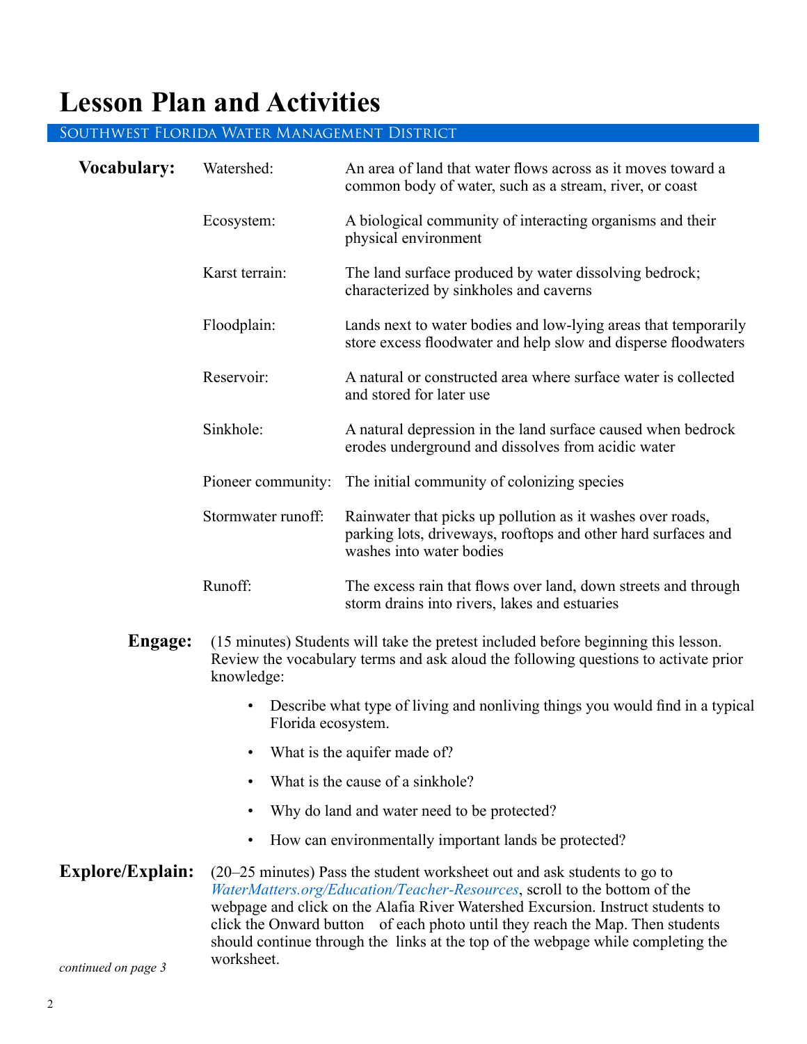# Lesson Plan and Activities

## Southwest Florida Water Management District

**Vocabulary:**

| Term | Definition |
|---|---|
| Watershed: | An area of land that water flows across as it moves toward a common body of water, such as a stream, river, or coast |
| Ecosystem: | A biological community of interacting organisms and their physical environment |
| Karst terrain: | The land surface produced by water dissolving bedrock; characterized by sinkholes and caverns |
| Floodplain: | Lands next to water bodies and low-lying areas that temporarily store excess floodwater and help slow and disperse floodwaters |
| Reservoir: | A natural or constructed area where surface water is collected and stored for later use |
| Sinkhole: | A natural depression in the land surface caused when bedrock erodes underground and dissolves from acidic water |
| Pioneer community: | The initial community of colonizing species |
| Stormwater runoff: | Rainwater that picks up pollution as it washes over roads, parking lots, driveways, rooftops and other hard surfaces and washes into water bodies |
| Runoff: | The excess rain that flows over land, down streets and through storm drains into rivers, lakes and estuaries |

**Engage:** (15 minutes) Students will take the pretest included before beginning this lesson. Review the vocabulary terms and ask aloud the following questions to activate prior knowledge:

- Describe what type of living and nonliving things you would find in a typical Florida ecosystem.
- What is the aquifer made of?
- What is the cause of a sinkhole?
- Why do land and water need to be protected?
- How can environmentally important lands be protected?

**Explore/Explain:** (20–25 minutes) Pass the student worksheet out and ask students to go to *WaterMatters.org/Education/Teacher-Resources*, scroll to the bottom of the webpage and click on the Alafia River Watershed Excursion. Instruct students to click the Onward button of each photo until they reach the Map. Then students should continue through the links at the top of the webpage while completing the worksheet.

*continued on page 3*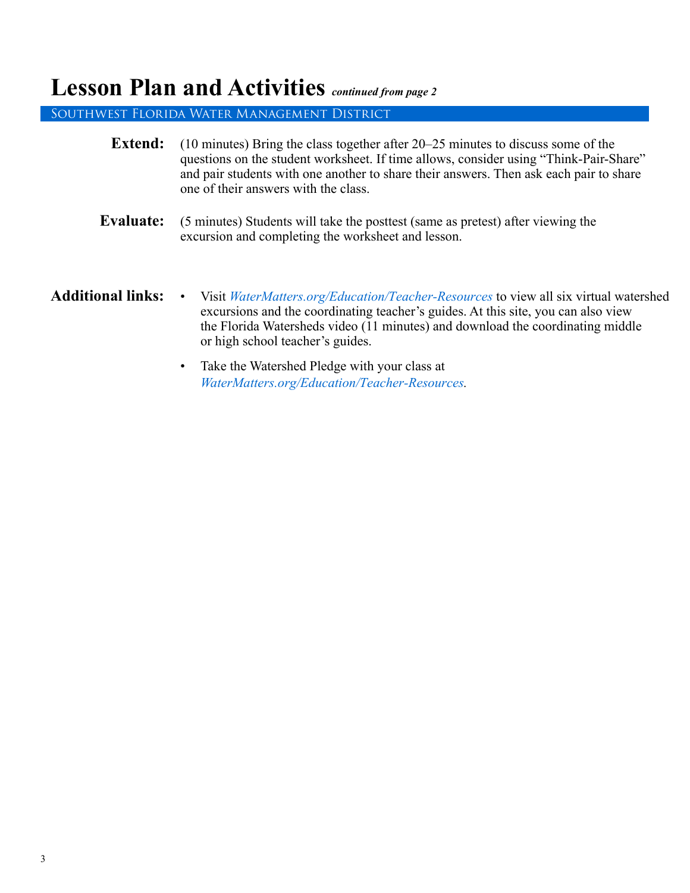# Lesson Plan and Activities *continued from page 2*

## Southwest Florida Water Management District

**Extend:** (10 minutes) Bring the class together after 20–25 minutes to discuss some of the questions on the student worksheet. If time allows, consider using "Think-Pair-Share" and pair students with one another to share their answers. Then ask each pair to share one of their answers with the class.

**Evaluate:** (5 minutes) Students will take the posttest (same as pretest) after viewing the excursion and completing the worksheet and lesson.

**Additional links:**

- Visit *WaterMatters.org/Education/Teacher-Resources* to view all six virtual watershed excursions and the coordinating teacher's guides. At this site, you can also view the Florida Watersheds video (11 minutes) and download the coordinating middle or high school teacher's guides.
- Take the Watershed Pledge with your class at *WaterMatters.org/Education/Teacher-Resources*.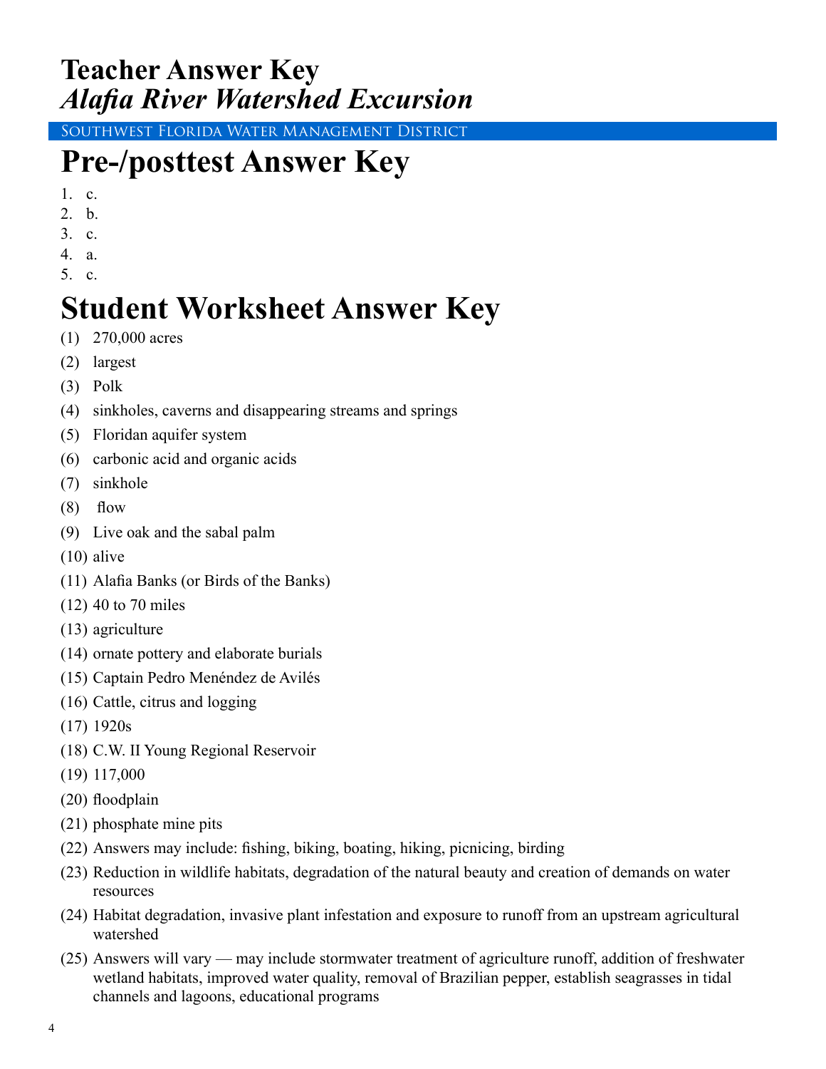# Teacher Answer Key
## *Alafia River Watershed Excursion*

Southwest Florida Water Management District

# Pre-/posttest Answer Key

1. c.
2. b.
3. c.
4. a.
5. c.

# Student Worksheet Answer Key

(1) 270,000 acres

(2) largest

(3) Polk

(4) sinkholes, caverns and disappearing streams and springs

(5) Floridan aquifer system

(6) carbonic acid and organic acids

(7) sinkhole

(8) flow

(9) Live oak and the sabal palm

(10) alive

(11) Alafia Banks (or Birds of the Banks)

(12) 40 to 70 miles

(13) agriculture

(14) ornate pottery and elaborate burials

(15) Captain Pedro Menéndez de Avilés

(16) Cattle, citrus and logging

(17) 1920s

(18) C.W. II Young Regional Reservoir

(19) 117,000

(20) floodplain

(21) phosphate mine pits

(22) Answers may include: fishing, biking, boating, hiking, picnicing, birding

(23) Reduction in wildlife habitats, degradation of the natural beauty and creation of demands on water resources

(24) Habitat degradation, invasive plant infestation and exposure to runoff from an upstream agricultural watershed

(25) Answers will vary — may include stormwater treatment of agriculture runoff, addition of freshwater wetland habitats, improved water quality, removal of Brazilian pepper, establish seagrasses in tidal channels and lagoons, educational programs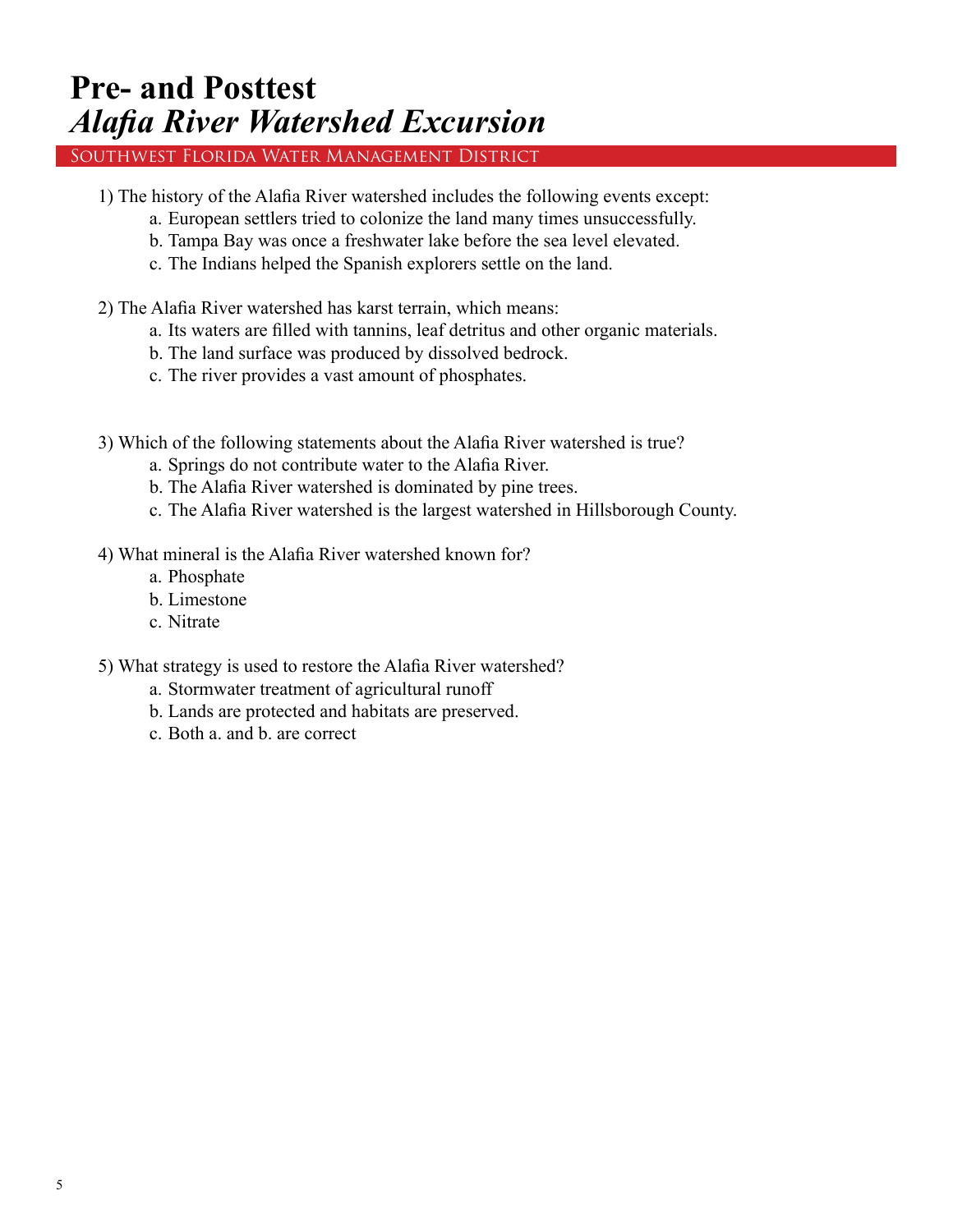# Pre- and Posttest
## *Alafia River Watershed Excursion*

SOUTHWEST FLORIDA WATER MANAGEMENT DISTRICT

1) The history of the Alafia River watershed includes the following events except:
    - a. European settlers tried to colonize the land many times unsuccessfully.
    - b. Tampa Bay was once a freshwater lake before the sea level elevated.
    - c. The Indians helped the Spanish explorers settle on the land.

2) The Alafia River watershed has karst terrain, which means:
    - a. Its waters are filled with tannins, leaf detritus and other organic materials.
    - b. The land surface was produced by dissolved bedrock.
    - c. The river provides a vast amount of phosphates.

3) Which of the following statements about the Alafia River watershed is true?
    - a. Springs do not contribute water to the Alafia River.
    - b. The Alafia River watershed is dominated by pine trees.
    - c. The Alafia River watershed is the largest watershed in Hillsborough County.

4) What mineral is the Alafia River watershed known for?
    - a. Phosphate
    - b. Limestone
    - c. Nitrate

5) What strategy is used to restore the Alafia River watershed?
    - a. Stormwater treatment of agricultural runoff
    - b. Lands are protected and habitats are preserved.
    - c. Both a. and b. are correct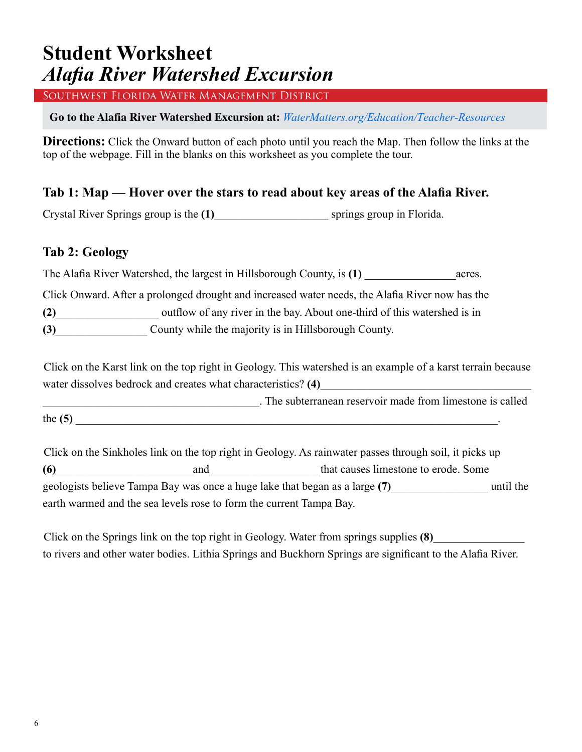# Student Worksheet
## *Alafia River Watershed Excursion*

SOUTHWEST FLORIDA WATER MANAGEMENT DISTRICT

**Go to the Alafia River Watershed Excursion at:** *WaterMatters.org/Education/Teacher-Resources*

**Directions:** Click the Onward button of each photo until you reach the Map. Then follow the links at the top of the webpage. Fill in the blanks on this worksheet as you complete the tour.

### Tab 1: Map — Hover over the stars to read about key areas of the Alafia River.

Crystal River Springs group is the **(1)**____________________ springs group in Florida.

### Tab 2: Geology

The Alafia River Watershed, the largest in Hillsborough County, is **(1)** ________________acres.

Click Onward. After a prolonged drought and increased water needs, the Alafia River now has the **(2)**__________________ outflow of any river in the bay. About one-third of this watershed is in **(3)**________________ County while the majority is in Hillsborough County.

Click on the Karst link on the top right in Geology. This watershed is an example of a karst terrain because water dissolves bedrock and creates what characteristics? **(4)**_____________________________________ _______________________________________. The subterranean reservoir made from limestone is called the **(5)** ___________________________________________________________________________.

Click on the Sinkholes link on the top right in Geology. As rainwater passes through soil, it picks up **(6)**________________________and___________________ that causes limestone to erode. Some geologists believe Tampa Bay was once a huge lake that began as a large **(7)**_________________ until the earth warmed and the sea levels rose to form the current Tampa Bay.

Click on the Springs link on the top right in Geology. Water from springs supplies **(8)**________________ to rivers and other water bodies. Lithia Springs and Buckhorn Springs are significant to the Alafia River.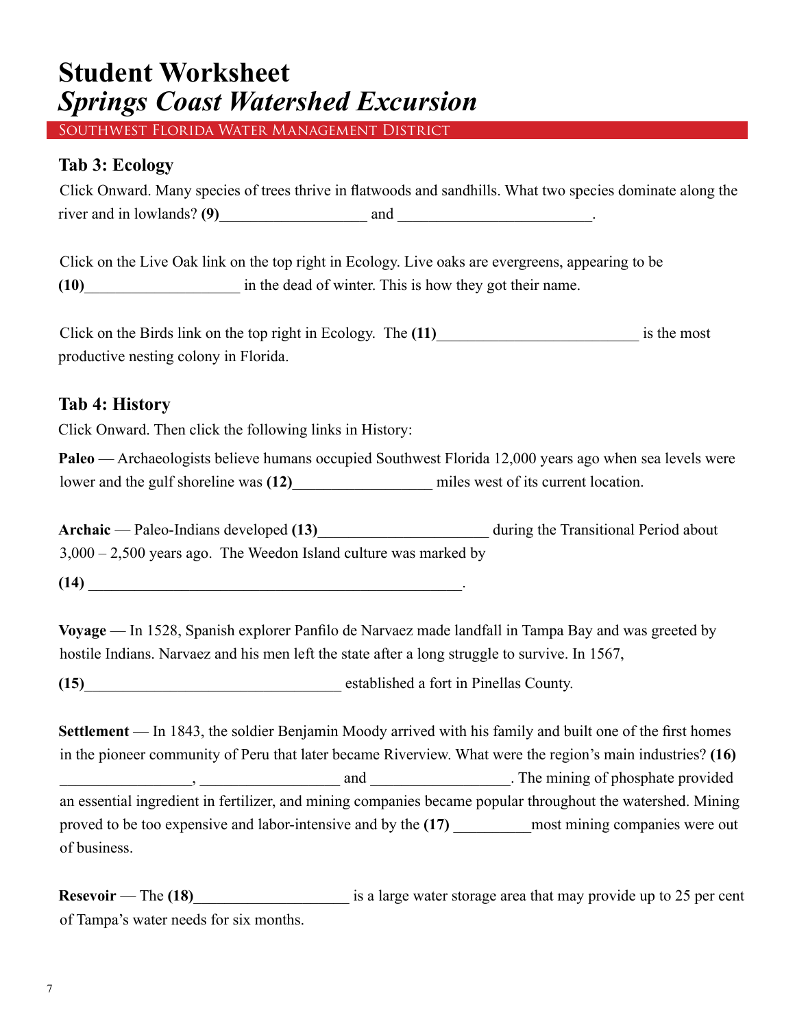# Student Worksheet
# *Springs Coast Watershed Excursion*

Southwest Florida Water Management District

### Tab 3: Ecology

Click Onward. Many species of trees thrive in flatwoods and sandhills. What two species dominate along the river and in lowlands? **(9)**__________________ and ________________________.

Click on the Live Oak link on the top right in Ecology. Live oaks are evergreens, appearing to be **(10)**___________________ in the dead of winter. This is how they got their name.

Click on the Birds link on the top right in Ecology. The **(11)**________________________ is the most productive nesting colony in Florida.

### Tab 4: History

Click Onward. Then click the following links in History:

**Paleo** — Archaeologists believe humans occupied Southwest Florida 12,000 years ago when sea levels were lower and the gulf shoreline was **(12)**_________________ miles west of its current location.

**Archaic** — Paleo-Indians developed **(13)**_____________________ during the Transitional Period about 3,000 – 2,500 years ago. The Weedon Island culture was marked by

**(14)** ________________________________________________.

**Voyage** — In 1528, Spanish explorer Panfilo de Narvaez made landfall in Tampa Bay and was greeted by hostile Indians. Narvaez and his men left the state after a long struggle to survive. In 1567,

**(15)**________________________________ established a fort in Pinellas County.

**Settlement** — In 1843, the soldier Benjamin Moody arrived with his family and built one of the first homes in the pioneer community of Peru that later became Riverview. What were the region's main industries? **(16)** ________________, _________________ and _________________. The mining of phosphate provided an essential ingredient in fertilizer, and mining companies became popular throughout the watershed. Mining proved to be too expensive and labor-intensive and by the **(17)** __________most mining companies were out of business.

**Resevoir** — The **(18)**___________________ is a large water storage area that may provide up to 25 per cent of Tampa's water needs for six months.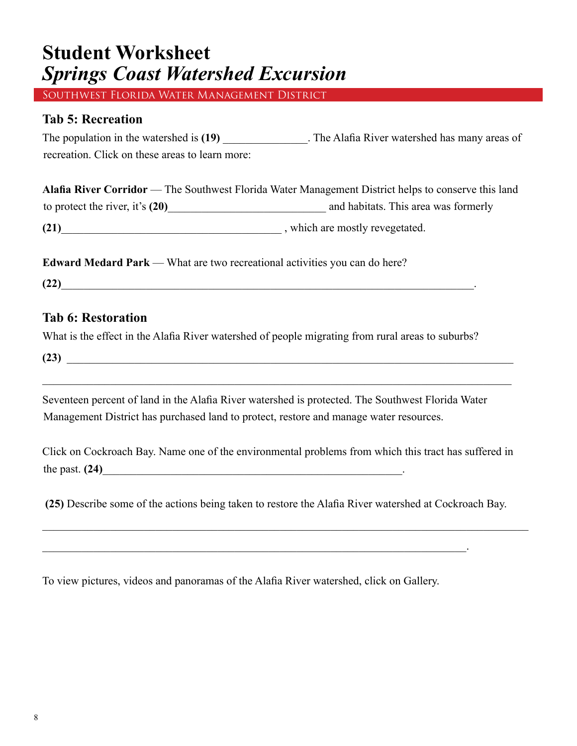# Student Worksheet
## *Springs Coast Watershed Excursion*

SOUTHWEST FLORIDA WATER MANAGEMENT DISTRICT

### Tab 5: Recreation

The population in the watershed is **(19)** _______________. The Alafia River watershed has many areas of recreation. Click on these areas to learn more:

**Alafia River Corridor** — The Southwest Florida Water Management District helps to conserve this land to protect the river, it's **(20)**____________________________ and habitats. This area was formerly **(21)**_______________________________________ , which are mostly revegetated.

**Edward Medard Park** — What are two recreational activities you can do here?

**(22)**___________________________________________________________________________.

### Tab 6: Restoration

What is the effect in the Alafia River watershed of people migrating from rural areas to suburbs?

**(23)** ________________________________________________________________________________

________________________________________________________________________________________

Seventeen percent of land in the Alafia River watershed is protected. The Southwest Florida Water Management District has purchased land to protect, restore and manage water resources.

Click on Cockroach Bay. Name one of the environmental problems from which this tract has suffered in the past. **(24)**_______________________________________________________.

**(25)** Describe some of the actions being taken to restore the Alafia River watershed at Cockroach Bay.

________________________________________________________________________________________

____________________________________________________________________________.

To view pictures, videos and panoramas of the Alafia River watershed, click on Gallery.